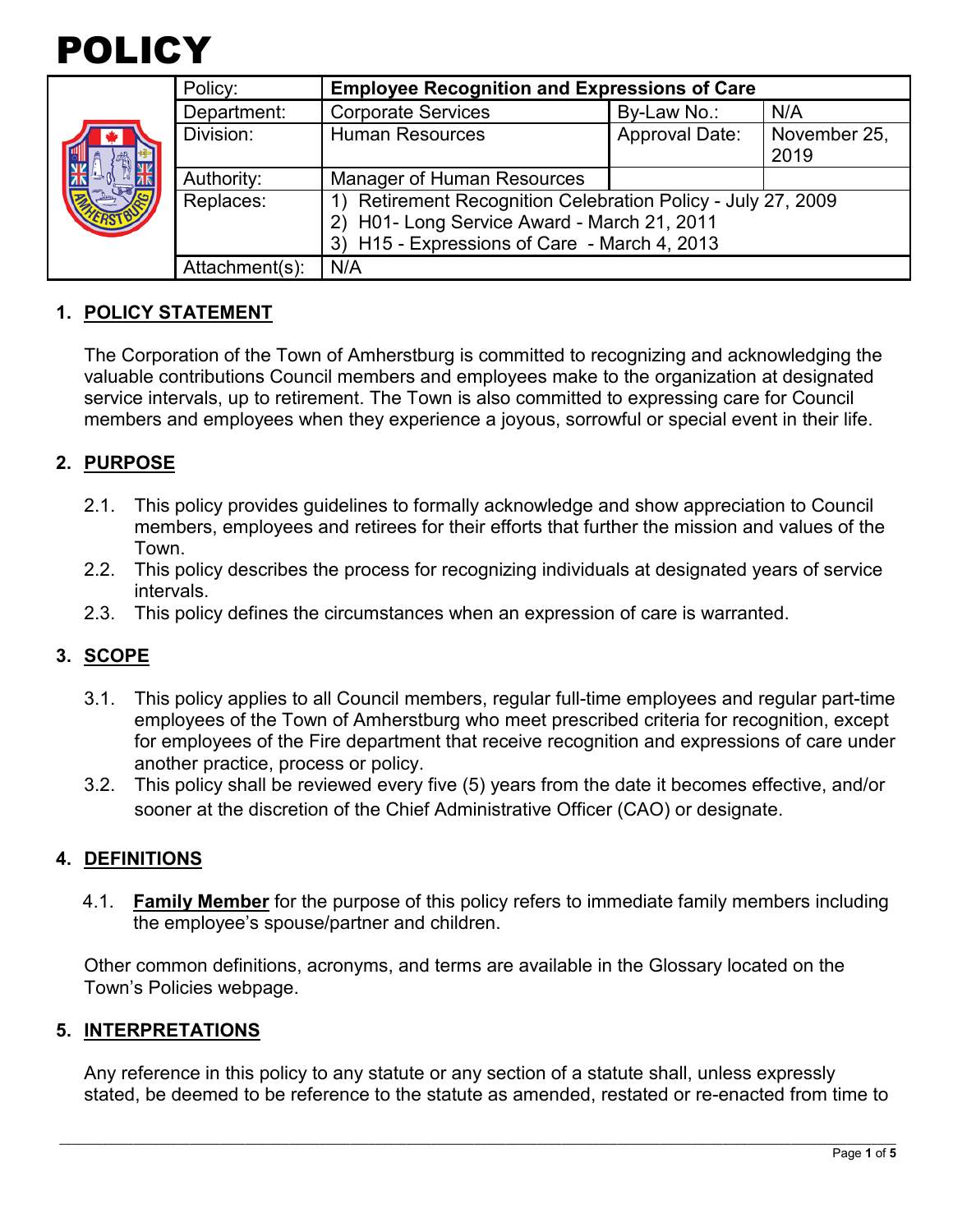# POLICY

| Policy: | Employee Recognition and Expressions of Care | | |
|---|---|---|---|
| Department: | Corporate Services | By-Law No.: | N/A |
| Division: | Human Resources | Approval Date: | November 25, 2019 |
| Authority: | Manager of Human Resources | | |
| Replaces: | 1) Retirement Recognition Celebration Policy - July 27, 2009<br>2) H01- Long Service Award - March 21, 2011<br>3) H15 - Expressions of Care - March 4, 2013 | | |
| Attachment(s): | N/A | | |

## 1. POLICY STATEMENT

The Corporation of the Town of Amherstburg is committed to recognizing and acknowledging the valuable contributions Council members and employees make to the organization at designated service intervals, up to retirement. The Town is also committed to expressing care for Council members and employees when they experience a joyous, sorrowful or special event in their life.

## 2. PURPOSE

2.1. This policy provides guidelines to formally acknowledge and show appreciation to Council members, employees and retirees for their efforts that further the mission and values of the Town.

2.2. This policy describes the process for recognizing individuals at designated years of service intervals.

2.3. This policy defines the circumstances when an expression of care is warranted.

## 3. SCOPE

3.1. This policy applies to all Council members, regular full-time employees and regular part-time employees of the Town of Amherstburg who meet prescribed criteria for recognition, except for employees of the Fire department that receive recognition and expressions of care under another practice, process or policy.

3.2. This policy shall be reviewed every five (5) years from the date it becomes effective, and/or sooner at the discretion of the Chief Administrative Officer (CAO) or designate.

## 4. DEFINITIONS

4.1. **Family Member** for the purpose of this policy refers to immediate family members including the employee's spouse/partner and children.

Other common definitions, acronyms, and terms are available in the Glossary located on the Town's Policies webpage.

## 5. INTERPRETATIONS

Any reference in this policy to any statute or any section of a statute shall, unless expressly stated, be deemed to be reference to the statute as amended, restated or re-enacted from time to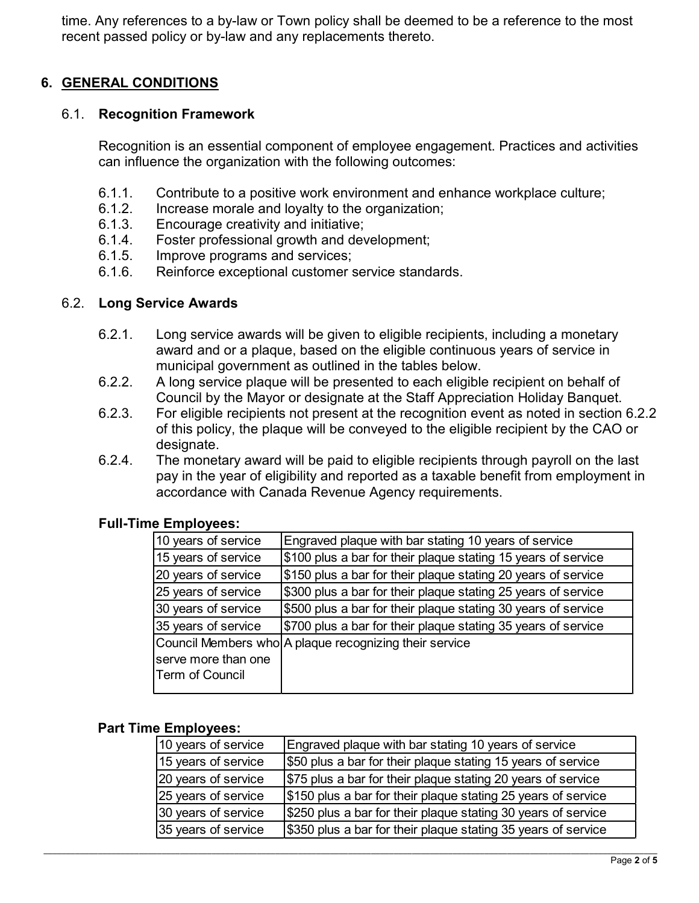time. Any references to a by-law or Town policy shall be deemed to be a reference to the most recent passed policy or by-law and any replacements thereto.

## 6. GENERAL CONDITIONS

### 6.1. Recognition Framework

Recognition is an essential component of employee engagement. Practices and activities can influence the organization with the following outcomes:

6.1.1. Contribute to a positive work environment and enhance workplace culture;
6.1.2. Increase morale and loyalty to the organization;
6.1.3. Encourage creativity and initiative;
6.1.4. Foster professional growth and development;
6.1.5. Improve programs and services;
6.1.6. Reinforce exceptional customer service standards.

### 6.2. Long Service Awards

6.2.1. Long service awards will be given to eligible recipients, including a monetary award and or a plaque, based on the eligible continuous years of service in municipal government as outlined in the tables below.
6.2.2. A long service plaque will be presented to each eligible recipient on behalf of Council by the Mayor or designate at the Staff Appreciation Holiday Banquet.
6.2.3. For eligible recipients not present at the recognition event as noted in section 6.2.2 of this policy, the plaque will be conveyed to the eligible recipient by the CAO or designate.
6.2.4. The monetary award will be paid to eligible recipients through payroll on the last pay in the year of eligibility and reported as a taxable benefit from employment in accordance with Canada Revenue Agency requirements.

**Full-Time Employees:**

| | |
|---|---|
| 10 years of service | Engraved plaque with bar stating 10 years of service |
| 15 years of service | $100 plus a bar for their plaque stating 15 years of service |
| 20 years of service | $150 plus a bar for their plaque stating 20 years of service |
| 25 years of service | $300 plus a bar for their plaque stating 25 years of service |
| 30 years of service | $500 plus a bar for their plaque stating 30 years of service |
| 35 years of service | $700 plus a bar for their plaque stating 35 years of service |
| Council Members who serve more than one Term of Council | A plaque recognizing their service |

**Part Time Employees:**

| | |
|---|---|
| 10 years of service | Engraved plaque with bar stating 10 years of service |
| 15 years of service | $50 plus a bar for their plaque stating 15 years of service |
| 20 years of service | $75 plus a bar for their plaque stating 20 years of service |
| 25 years of service | $150 plus a bar for their plaque stating 25 years of service |
| 30 years of service | $250 plus a bar for their plaque stating 30 years of service |
| 35 years of service | $350 plus a bar for their plaque stating 35 years of service |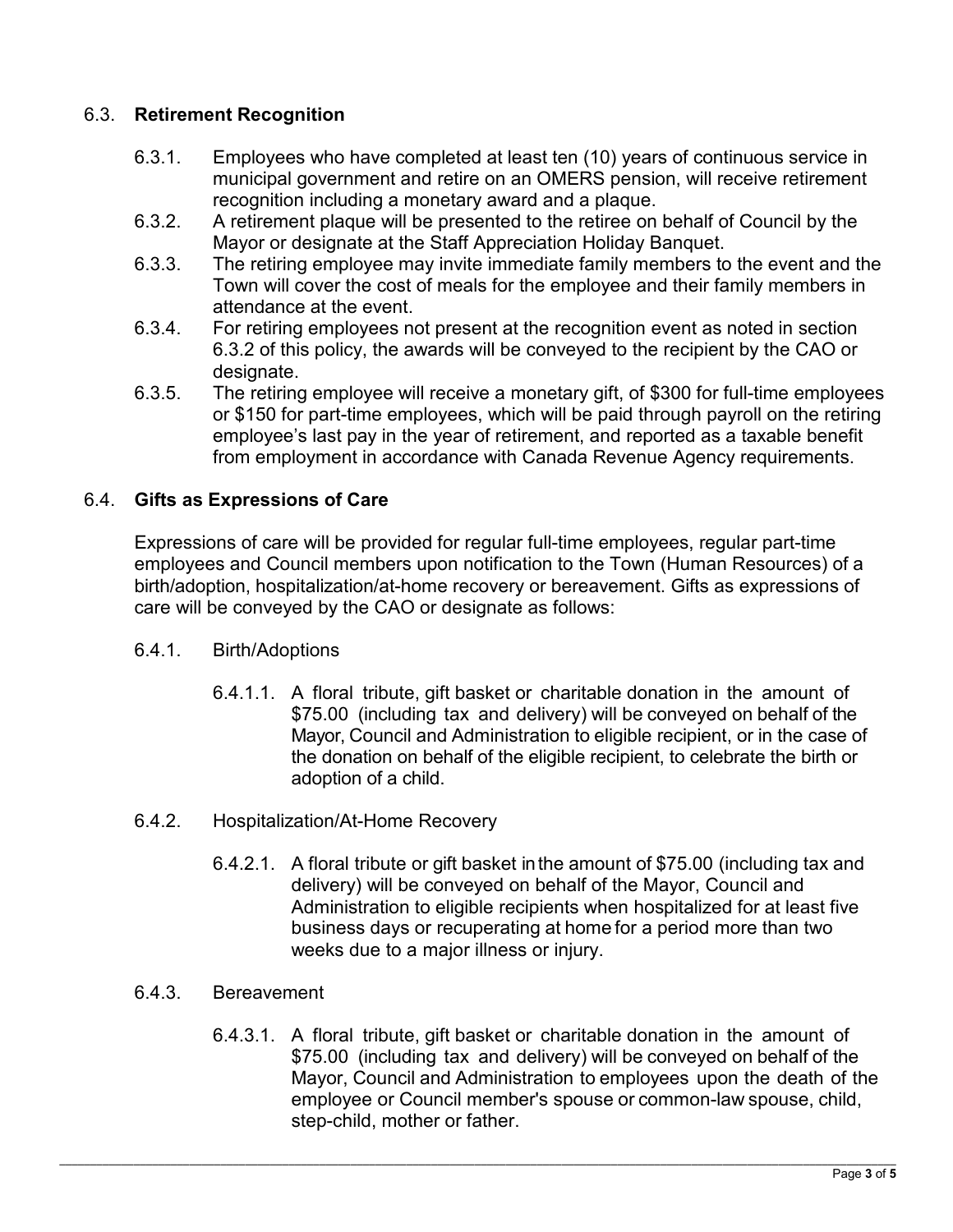### 6.3. **Retirement Recognition**

6.3.1. Employees who have completed at least ten (10) years of continuous service in municipal government and retire on an OMERS pension, will receive retirement recognition including a monetary award and a plaque.

6.3.2. A retirement plaque will be presented to the retiree on behalf of Council by the Mayor or designate at the Staff Appreciation Holiday Banquet.

6.3.3. The retiring employee may invite immediate family members to the event and the Town will cover the cost of meals for the employee and their family members in attendance at the event.

6.3.4. For retiring employees not present at the recognition event as noted in section 6.3.2 of this policy, the awards will be conveyed to the recipient by the CAO or designate.

6.3.5. The retiring employee will receive a monetary gift, of $300 for full-time employees or $150 for part-time employees, which will be paid through payroll on the retiring employee's last pay in the year of retirement, and reported as a taxable benefit from employment in accordance with Canada Revenue Agency requirements.

### 6.4. **Gifts as Expressions of Care**

Expressions of care will be provided for regular full-time employees, regular part-time employees and Council members upon notification to the Town (Human Resources) of a birth/adoption, hospitalization/at-home recovery or bereavement. Gifts as expressions of care will be conveyed by the CAO or designate as follows:

6.4.1. Birth/Adoptions

6.4.1.1. A floral tribute, gift basket or charitable donation in the amount of $75.00 (including tax and delivery) will be conveyed on behalf of the Mayor, Council and Administration to eligible recipient, or in the case of the donation on behalf of the eligible recipient, to celebrate the birth or adoption of a child.

6.4.2. Hospitalization/At-Home Recovery

6.4.2.1. A floral tribute or gift basket in the amount of $75.00 (including tax and delivery) will be conveyed on behalf of the Mayor, Council and Administration to eligible recipients when hospitalized for at least five business days or recuperating at home for a period more than two weeks due to a major illness or injury.

6.4.3. Bereavement

6.4.3.1. A floral tribute, gift basket or charitable donation in the amount of $75.00 (including tax and delivery) will be conveyed on behalf of the Mayor, Council and Administration to employees upon the death of the employee or Council member's spouse or common-law spouse, child, step-child, mother or father.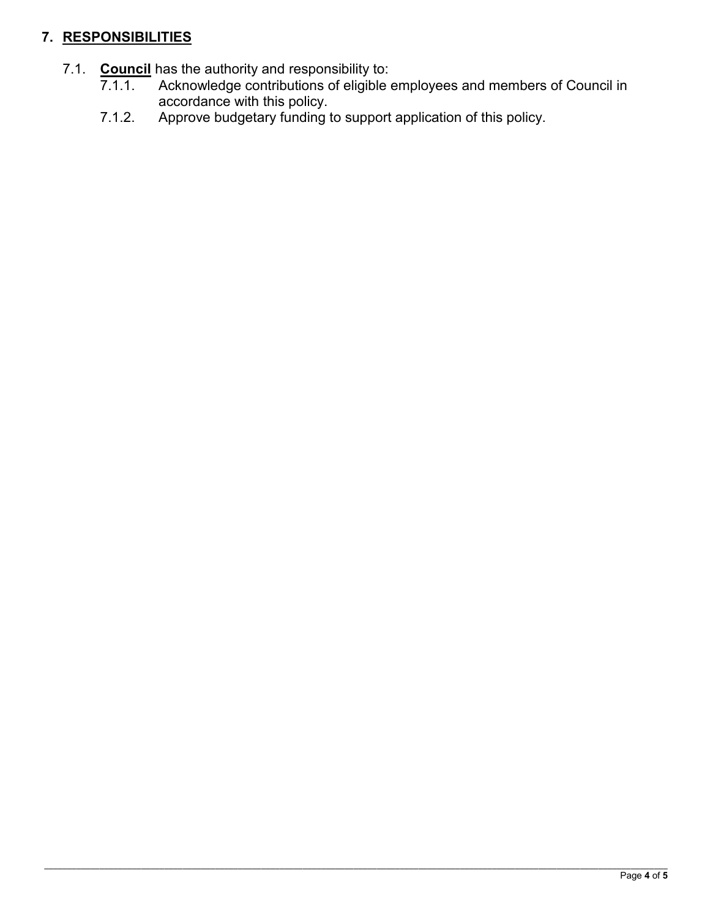## 7. <u>RESPONSIBILITIES</u>

7.1. **<u>Council</u>** has the authority and responsibility to:

7.1.1. Acknowledge contributions of eligible employees and members of Council in accordance with this policy.

7.1.2. Approve budgetary funding to support application of this policy.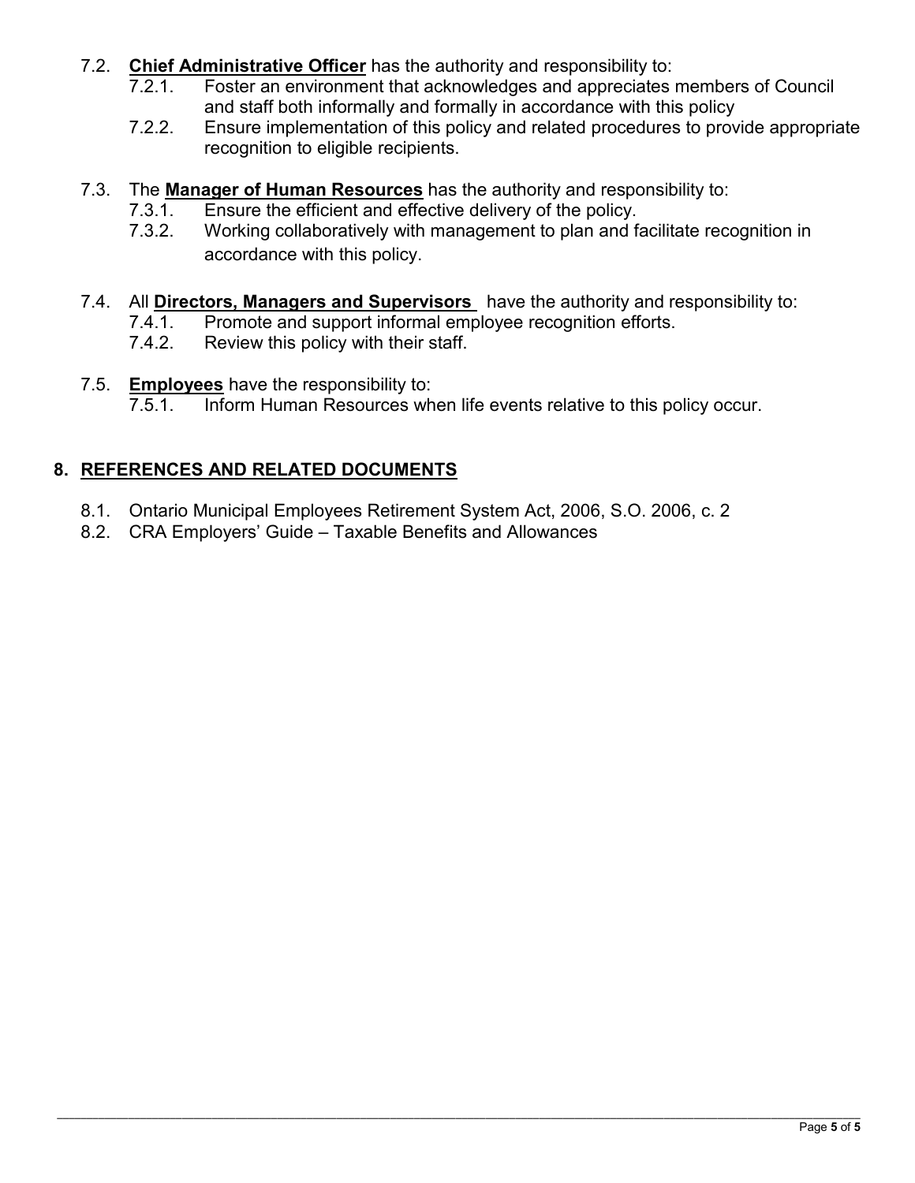7.2. **Chief Administrative Officer** has the authority and responsibility to:

7.2.1. Foster an environment that acknowledges and appreciates members of Council and staff both informally and formally in accordance with this policy

7.2.2. Ensure implementation of this policy and related procedures to provide appropriate recognition to eligible recipients.

7.3. The **Manager of Human Resources** has the authority and responsibility to:

7.3.1. Ensure the efficient and effective delivery of the policy.

7.3.2. Working collaboratively with management to plan and facilitate recognition in accordance with this policy.

7.4. All **Directors, Managers and Supervisors** have the authority and responsibility to:

7.4.1. Promote and support informal employee recognition efforts.

7.4.2. Review this policy with their staff.

7.5. **Employees** have the responsibility to:

7.5.1. Inform Human Resources when life events relative to this policy occur.

## 8. REFERENCES AND RELATED DOCUMENTS

8.1. Ontario Municipal Employees Retirement System Act, 2006, S.O. 2006, c. 2

8.2. CRA Employers' Guide – Taxable Benefits and Allowances